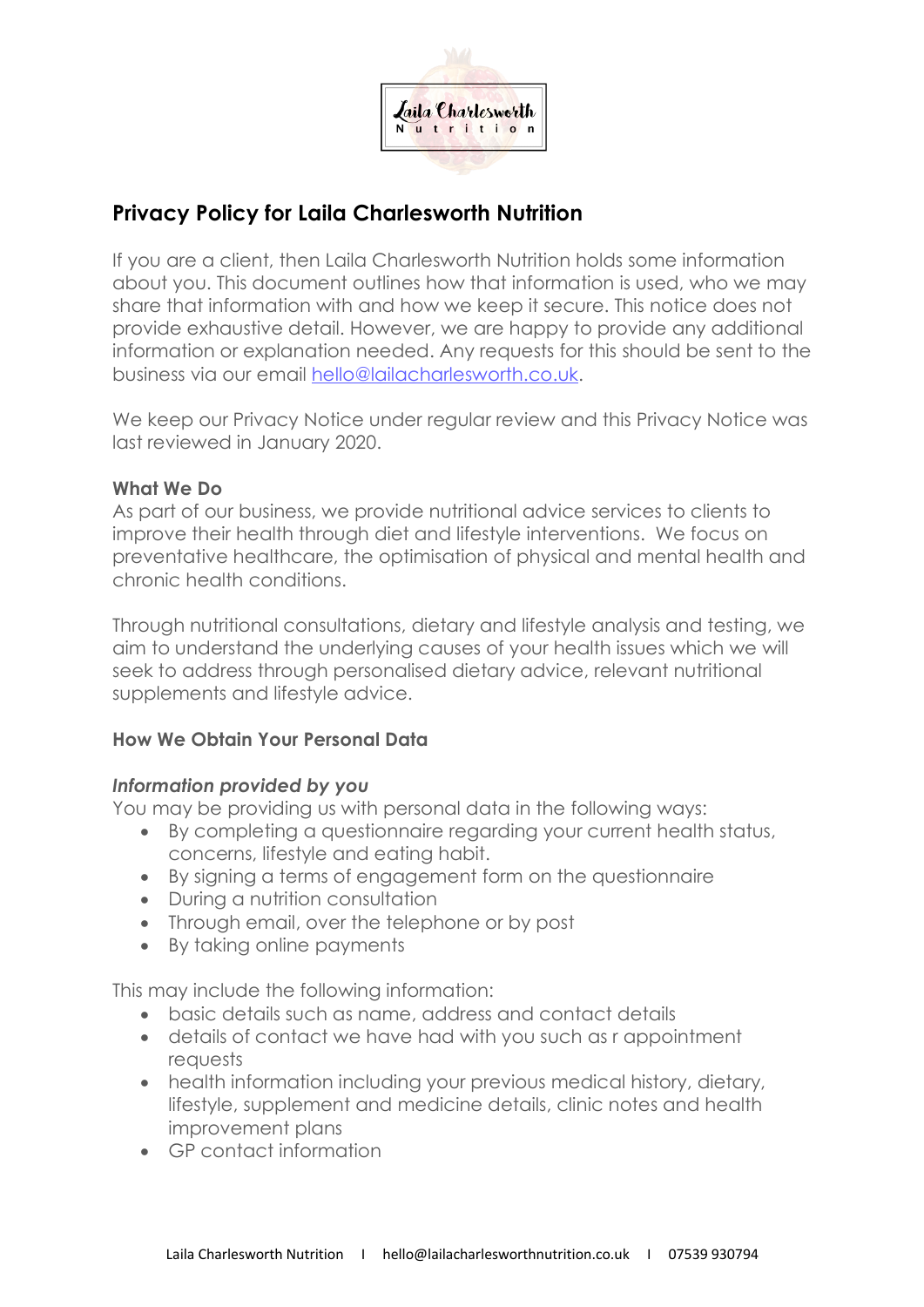# Privacy Policy for Laila Charlesworth Nutrition

If you are a client, then Laila Charlesworth Nutrition holds some information about you. This document outlines how that information is used, who we may share that information with and how we keep it secure. This notice does not provide exhaustive detail. However, we are happy to provide any additional information or explanation needed. Any requests for this should be sent to the business via our email hello@lailacharlesworth.co.uk.

We keep our Privacy Notice under regular review and this Privacy Notice was last reviewed in January 2020.

**What We Do**

As part of our business, we provide nutritional advice services to clients to improve their health through diet and lifestyle interventions. We focus on preventative healthcare, the optimisation of physical and mental health and chronic health conditions.

Through nutritional consultations, dietary and lifestyle analysis and testing, we aim to understand the underlying causes of your health issues which we will seek to address through personalised dietary advice, relevant nutritional supplements and lifestyle advice.

**How We Obtain Your Personal Data**

***Information provided by you***

You may be providing us with personal data in the following ways:

- By completing a questionnaire regarding your current health status, concerns, lifestyle and eating habit.
- By signing a terms of engagement form on the questionnaire
- During a nutrition consultation
- Through email, over the telephone or by post
- By taking online payments

This may include the following information:

- basic details such as name, address and contact details
- details of contact we have had with you such as r appointment requests
- health information including your previous medical history, dietary, lifestyle, supplement and medicine details, clinic notes and health improvement plans
- GP contact information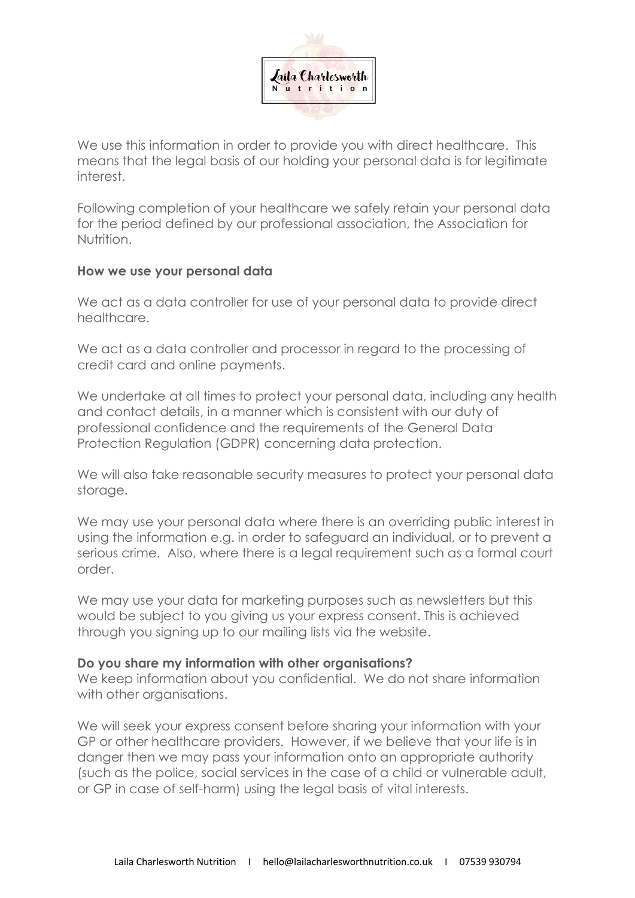We use this information in order to provide you with direct healthcare. This means that the legal basis of our holding your personal data is for legitimate interest.

Following completion of your healthcare we safely retain your personal data for the period defined by our professional association, the Association for Nutrition.

**How we use your personal data**

We act as a data controller for use of your personal data to provide direct healthcare.

We act as a data controller and processor in regard to the processing of credit card and online payments.

We undertake at all times to protect your personal data, including any health and contact details, in a manner which is consistent with our duty of professional confidence and the requirements of the General Data Protection Regulation (GDPR) concerning data protection.

We will also take reasonable security measures to protect your personal data storage.

We may use your personal data where there is an overriding public interest in using the information e.g. in order to safeguard an individual, or to prevent a serious crime. Also, where there is a legal requirement such as a formal court order.

We may use your data for marketing purposes such as newsletters but this would be subject to you giving us your express consent. This is achieved through you signing up to our mailing lists via the website.

**Do you share my information with other organisations?**

We keep information about you confidential. We do not share information with other organisations.

We will seek your express consent before sharing your information with your GP or other healthcare providers. However, if we believe that your life is in danger then we may pass your information onto an appropriate authority (such as the police, social services in the case of a child or vulnerable adult, or GP in case of self-harm) using the legal basis of vital interests.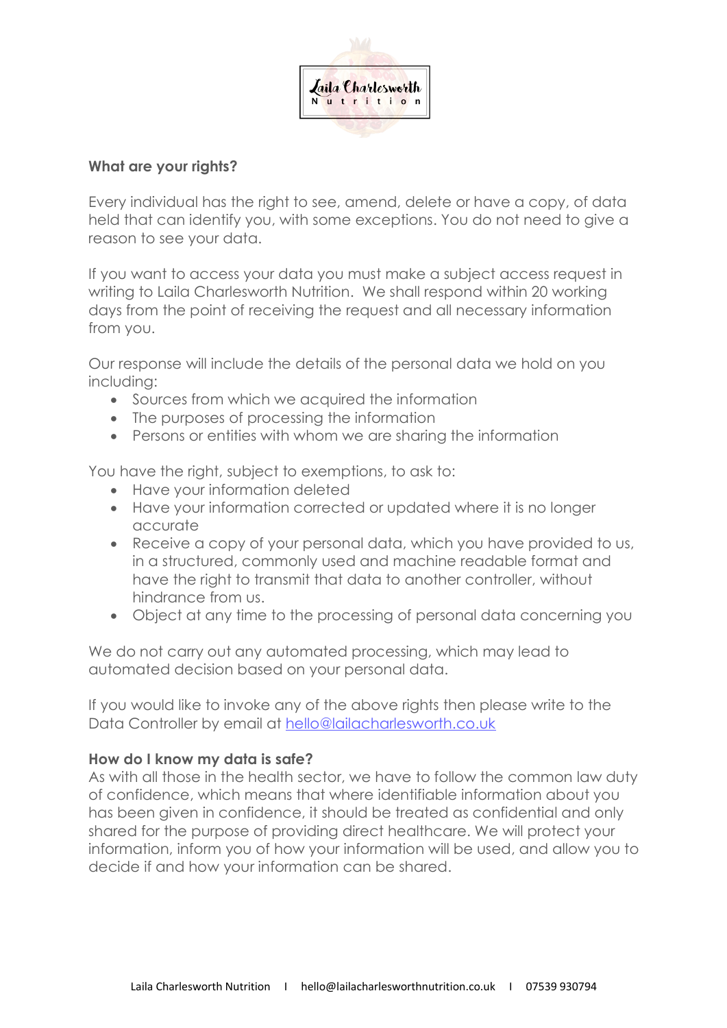**What are your rights?**

Every individual has the right to see, amend, delete or have a copy, of data held that can identify you, with some exceptions. You do not need to give a reason to see your data.

If you want to access your data you must make a subject access request in writing to Laila Charlesworth Nutrition. We shall respond within 20 working days from the point of receiving the request and all necessary information from you.

Our response will include the details of the personal data we hold on you including:

- Sources from which we acquired the information
- The purposes of processing the information
- Persons or entities with whom we are sharing the information

You have the right, subject to exemptions, to ask to:

- Have your information deleted
- Have your information corrected or updated where it is no longer accurate
- Receive a copy of your personal data, which you have provided to us, in a structured, commonly used and machine readable format and have the right to transmit that data to another controller, without hindrance from us.
- Object at any time to the processing of personal data concerning you

We do not carry out any automated processing, which may lead to automated decision based on your personal data.

If you would like to invoke any of the above rights then please write to the Data Controller by email at hello@lailacharlesworth.co.uk

**How do I know my data is safe?**

As with all those in the health sector, we have to follow the common law duty of confidence, which means that where identifiable information about you has been given in confidence, it should be treated as confidential and only shared for the purpose of providing direct healthcare. We will protect your information, inform you of how your information will be used, and allow you to decide if and how your information can be shared.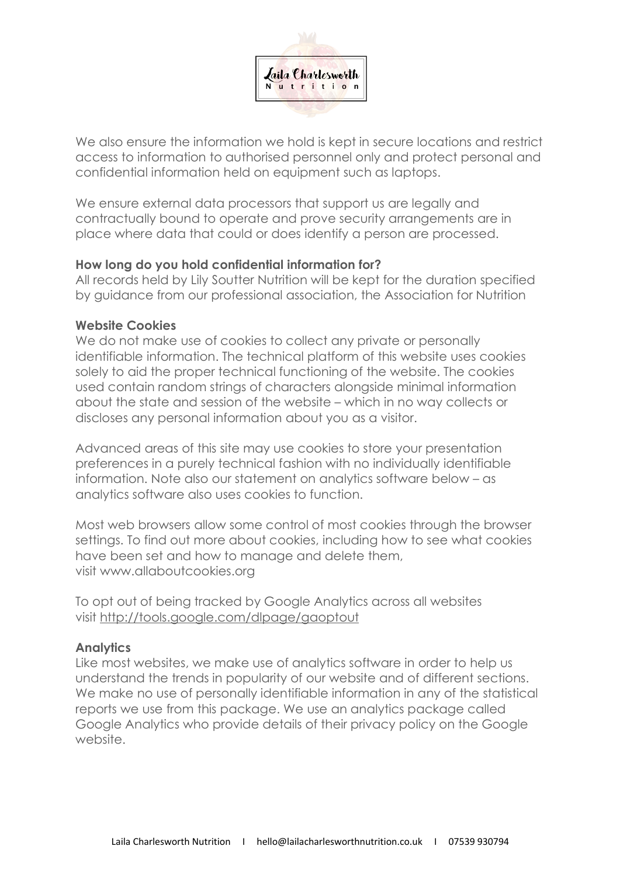We also ensure the information we hold is kept in secure locations and restrict access to information to authorised personnel only and protect personal and confidential information held on equipment such as laptops.

We ensure external data processors that support us are legally and contractually bound to operate and prove security arrangements are in place where data that could or does identify a person are processed.

**How long do you hold confidential information for?**
All records held by Lily Soutter Nutrition will be kept for the duration specified by guidance from our professional association, the Association for Nutrition

**Website Cookies**
We do not make use of cookies to collect any private or personally identifiable information. The technical platform of this website uses cookies solely to aid the proper technical functioning of the website. The cookies used contain random strings of characters alongside minimal information about the state and session of the website – which in no way collects or discloses any personal information about you as a visitor.

Advanced areas of this site may use cookies to store your presentation preferences in a purely technical fashion with no individually identifiable information. Note also our statement on analytics software below – as analytics software also uses cookies to function.

Most web browsers allow some control of most cookies through the browser settings. To find out more about cookies, including how to see what cookies have been set and how to manage and delete them, visit www.allaboutcookies.org

To opt out of being tracked by Google Analytics across all websites visit http://tools.google.com/dlpage/gaoptout

**Analytics**
Like most websites, we make use of analytics software in order to help us understand the trends in popularity of our website and of different sections. We make no use of personally identifiable information in any of the statistical reports we use from this package. We use an analytics package called Google Analytics who provide details of their privacy policy on the Google website.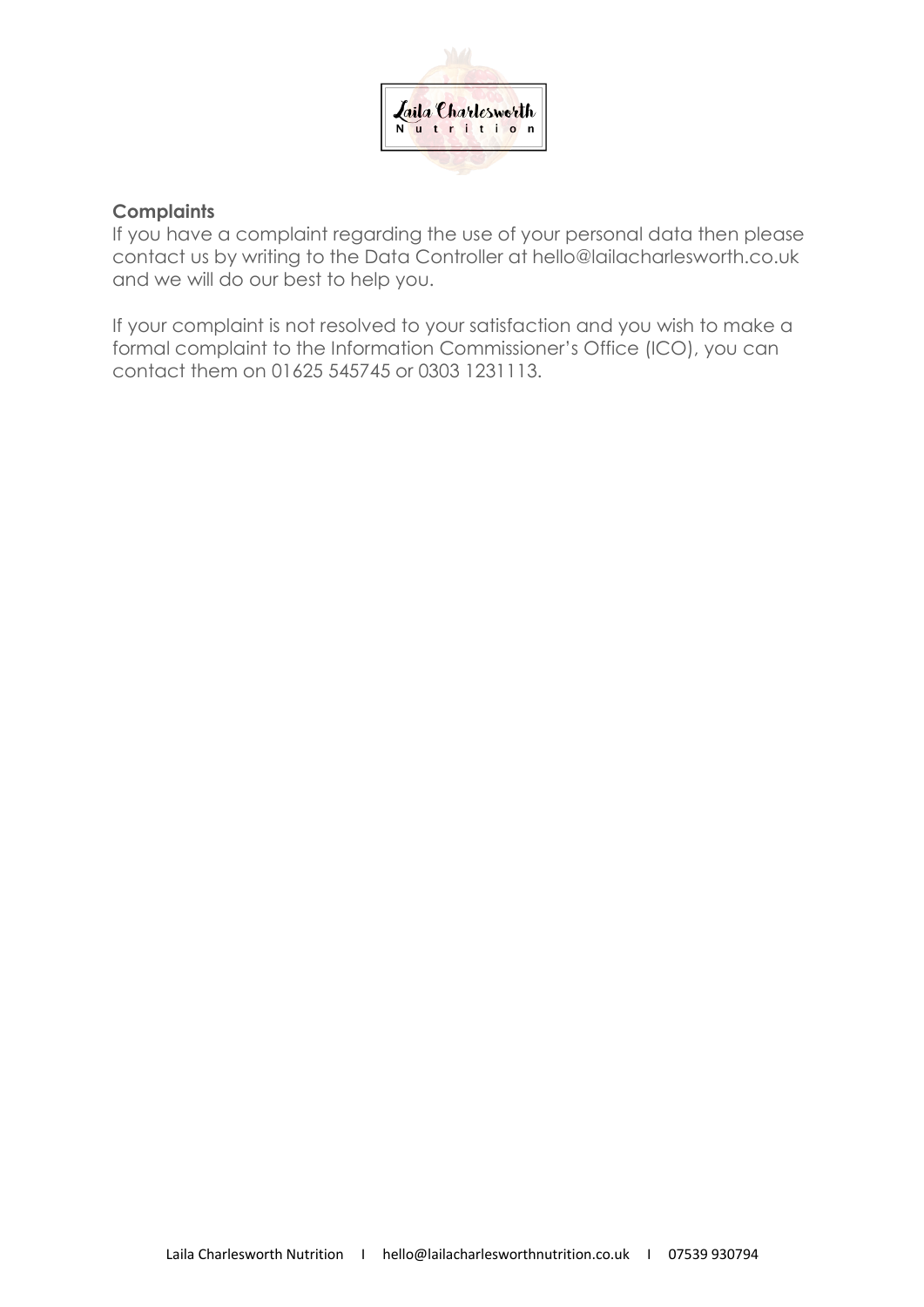**Complaints**

If you have a complaint regarding the use of your personal data then please contact us by writing to the Data Controller at hello@lailacharlesworth.co.uk and we will do our best to help you.

If your complaint is not resolved to your satisfaction and you wish to make a formal complaint to the Information Commissioner's Office (ICO), you can contact them on 01625 545745 or 0303 1231113.